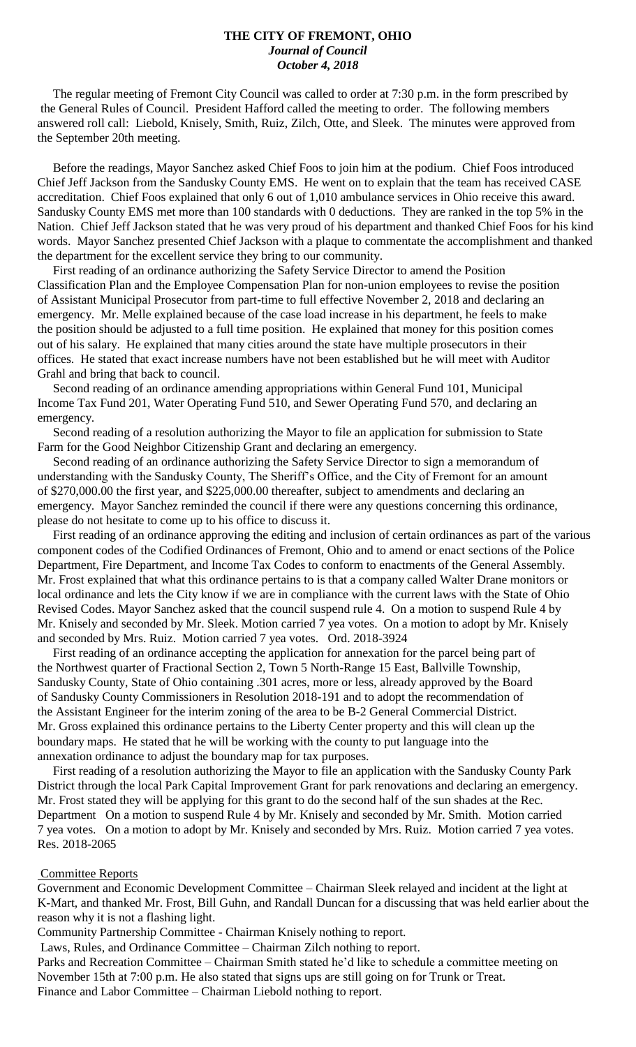# THE CITY OF FREMONT, OHIO

***Journal of Council***

***October 4, 2018***

The regular meeting of Fremont City Council was called to order at 7:30 p.m. in the form prescribed by the General Rules of Council. President Hafford called the meeting to order. The following members answered roll call: Liebold, Knisely, Smith, Ruiz, Zilch, Otte, and Sleek. The minutes were approved from the September 20th meeting.

Before the readings, Mayor Sanchez asked Chief Foos to join him at the podium. Chief Foos introduced Chief Jeff Jackson from the Sandusky County EMS. He went on to explain that the team has received CASE accreditation. Chief Foos explained that only 6 out of 1,010 ambulance services in Ohio receive this award. Sandusky County EMS met more than 100 standards with 0 deductions. They are ranked in the top 5% in the Nation. Chief Jeff Jackson stated that he was very proud of his department and thanked Chief Foos for his kind words. Mayor Sanchez presented Chief Jackson with a plaque to commentate the accomplishment and thanked the department for the excellent service they bring to our community.

First reading of an ordinance authorizing the Safety Service Director to amend the Position Classification Plan and the Employee Compensation Plan for non-union employees to revise the position of Assistant Municipal Prosecutor from part-time to full effective November 2, 2018 and declaring an emergency. Mr. Melle explained because of the case load increase in his department, he feels to make the position should be adjusted to a full time position. He explained that money for this position comes out of his salary. He explained that many cities around the state have multiple prosecutors in their offices. He stated that exact increase numbers have not been established but he will meet with Auditor Grahl and bring that back to council.

Second reading of an ordinance amending appropriations within General Fund 101, Municipal Income Tax Fund 201, Water Operating Fund 510, and Sewer Operating Fund 570, and declaring an emergency.

Second reading of a resolution authorizing the Mayor to file an application for submission to State Farm for the Good Neighbor Citizenship Grant and declaring an emergency.

Second reading of an ordinance authorizing the Safety Service Director to sign a memorandum of understanding with the Sandusky County, The Sheriff's Office, and the City of Fremont for an amount of $270,000.00 the first year, and $225,000.00 thereafter, subject to amendments and declaring an emergency. Mayor Sanchez reminded the council if there were any questions concerning this ordinance, please do not hesitate to come up to his office to discuss it.

First reading of an ordinance approving the editing and inclusion of certain ordinances as part of the various component codes of the Codified Ordinances of Fremont, Ohio and to amend or enact sections of the Police Department, Fire Department, and Income Tax Codes to conform to enactments of the General Assembly. Mr. Frost explained that what this ordinance pertains to is that a company called Walter Drane monitors or local ordinance and lets the City know if we are in compliance with the current laws with the State of Ohio Revised Codes. Mayor Sanchez asked that the council suspend rule 4. On a motion to suspend Rule 4 by Mr. Knisely and seconded by Mr. Sleek. Motion carried 7 yea votes. On a motion to adopt by Mr. Knisely and seconded by Mrs. Ruiz. Motion carried 7 yea votes. Ord. 2018-3924

First reading of an ordinance accepting the application for annexation for the parcel being part of the Northwest quarter of Fractional Section 2, Town 5 North-Range 15 East, Ballville Township, Sandusky County, State of Ohio containing .301 acres, more or less, already approved by the Board of Sandusky County Commissioners in Resolution 2018-191 and to adopt the recommendation of the Assistant Engineer for the interim zoning of the area to be B-2 General Commercial District. Mr. Gross explained this ordinance pertains to the Liberty Center property and this will clean up the boundary maps. He stated that he will be working with the county to put language into the annexation ordinance to adjust the boundary map for tax purposes.

First reading of a resolution authorizing the Mayor to file an application with the Sandusky County Park District through the local Park Capital Improvement Grant for park renovations and declaring an emergency. Mr. Frost stated they will be applying for this grant to do the second half of the sun shades at the Rec. Department On a motion to suspend Rule 4 by Mr. Knisely and seconded by Mr. Smith. Motion carried 7 yea votes. On a motion to adopt by Mr. Knisely and seconded by Mrs. Ruiz. Motion carried 7 yea votes. Res. 2018-2065

## Committee Reports

Government and Economic Development Committee – Chairman Sleek relayed and incident at the light at K-Mart, and thanked Mr. Frost, Bill Guhn, and Randall Duncan for a discussing that was held earlier about the reason why it is not a flashing light.

Community Partnership Committee - Chairman Knisely nothing to report.

Laws, Rules, and Ordinance Committee – Chairman Zilch nothing to report.

Parks and Recreation Committee – Chairman Smith stated he'd like to schedule a committee meeting on November 15th at 7:00 p.m. He also stated that signs ups are still going on for Trunk or Treat.

Finance and Labor Committee – Chairman Liebold nothing to report.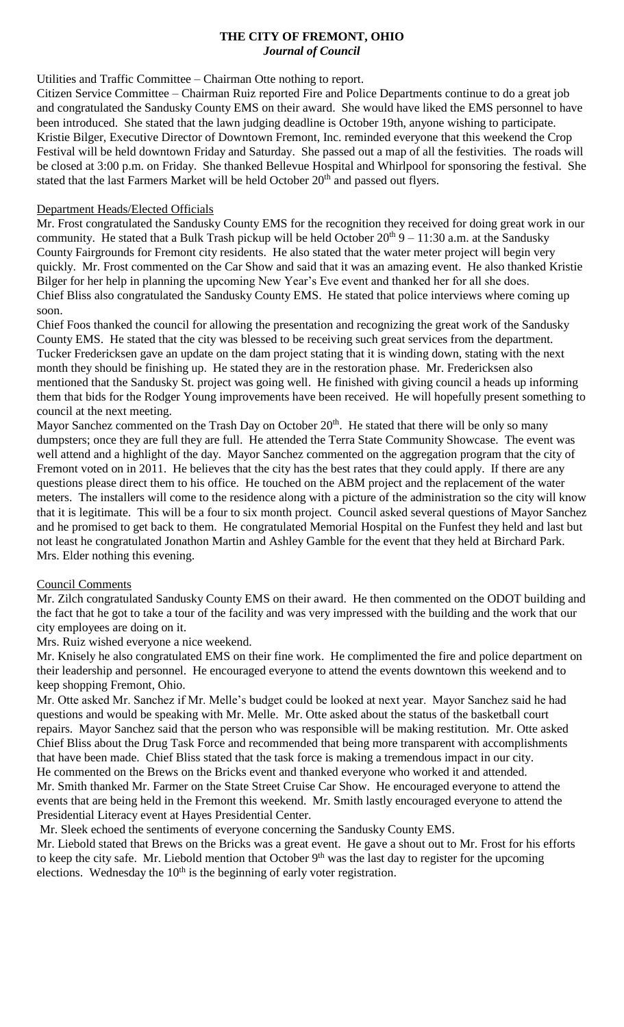Utilities and Traffic Committee – Chairman Otte nothing to report.

Citizen Service Committee – Chairman Ruiz reported Fire and Police Departments continue to do a great job and congratulated the Sandusky County EMS on their award. She would have liked the EMS personnel to have been introduced. She stated that the lawn judging deadline is October 19th, anyone wishing to participate. Kristie Bilger, Executive Director of Downtown Fremont, Inc. reminded everyone that this weekend the Crop Festival will be held downtown Friday and Saturday. She passed out a map of all the festivities. The roads will be closed at 3:00 p.m. on Friday. She thanked Bellevue Hospital and Whirlpool for sponsoring the festival. She stated that the last Farmers Market will be held October 20th and passed out flyers.

## Department Heads/Elected Officials

Mr. Frost congratulated the Sandusky County EMS for the recognition they received for doing great work in our community. He stated that a Bulk Trash pickup will be held October 20th 9 – 11:30 a.m. at the Sandusky County Fairgrounds for Fremont city residents. He also stated that the water meter project will begin very quickly. Mr. Frost commented on the Car Show and said that it was an amazing event. He also thanked Kristie Bilger for her help in planning the upcoming New Year's Eve event and thanked her for all she does.

Chief Bliss also congratulated the Sandusky County EMS. He stated that police interviews where coming up soon.

Chief Foos thanked the council for allowing the presentation and recognizing the great work of the Sandusky County EMS. He stated that the city was blessed to be receiving such great services from the department.

Tucker Fredericksen gave an update on the dam project stating that it is winding down, stating with the next month they should be finishing up. He stated they are in the restoration phase. Mr. Fredericksen also mentioned that the Sandusky St. project was going well. He finished with giving council a heads up informing them that bids for the Rodger Young improvements have been received. He will hopefully present something to council at the next meeting.

Mayor Sanchez commented on the Trash Day on October 20th. He stated that there will be only so many dumpsters; once they are full they are full. He attended the Terra State Community Showcase. The event was well attend and a highlight of the day. Mayor Sanchez commented on the aggregation program that the city of Fremont voted on in 2011. He believes that the city has the best rates that they could apply. If there are any questions please direct them to his office. He touched on the ABM project and the replacement of the water meters. The installers will come to the residence along with a picture of the administration so the city will know that it is legitimate. This will be a four to six month project. Council asked several questions of Mayor Sanchez and he promised to get back to them. He congratulated Memorial Hospital on the Funfest they held and last but not least he congratulated Jonathon Martin and Ashley Gamble for the event that they held at Birchard Park.

Mrs. Elder nothing this evening.

## Council Comments

Mr. Zilch congratulated Sandusky County EMS on their award. He then commented on the ODOT building and the fact that he got to take a tour of the facility and was very impressed with the building and the work that our city employees are doing on it.

Mrs. Ruiz wished everyone a nice weekend.

Mr. Knisely he also congratulated EMS on their fine work. He complimented the fire and police department on their leadership and personnel. He encouraged everyone to attend the events downtown this weekend and to keep shopping Fremont, Ohio.

Mr. Otte asked Mr. Sanchez if Mr. Melle's budget could be looked at next year. Mayor Sanchez said he had questions and would be speaking with Mr. Melle. Mr. Otte asked about the status of the basketball court repairs. Mayor Sanchez said that the person who was responsible will be making restitution. Mr. Otte asked Chief Bliss about the Drug Task Force and recommended that being more transparent with accomplishments that have been made. Chief Bliss stated that the task force is making a tremendous impact in our city.

He commented on the Brews on the Bricks event and thanked everyone who worked it and attended.

Mr. Smith thanked Mr. Farmer on the State Street Cruise Car Show. He encouraged everyone to attend the events that are being held in the Fremont this weekend. Mr. Smith lastly encouraged everyone to attend the Presidential Literacy event at Hayes Presidential Center.

Mr. Sleek echoed the sentiments of everyone concerning the Sandusky County EMS.

Mr. Liebold stated that Brews on the Bricks was a great event. He gave a shout out to Mr. Frost for his efforts to keep the city safe. Mr. Liebold mention that October 9th was the last day to register for the upcoming elections. Wednesday the 10th is the beginning of early voter registration.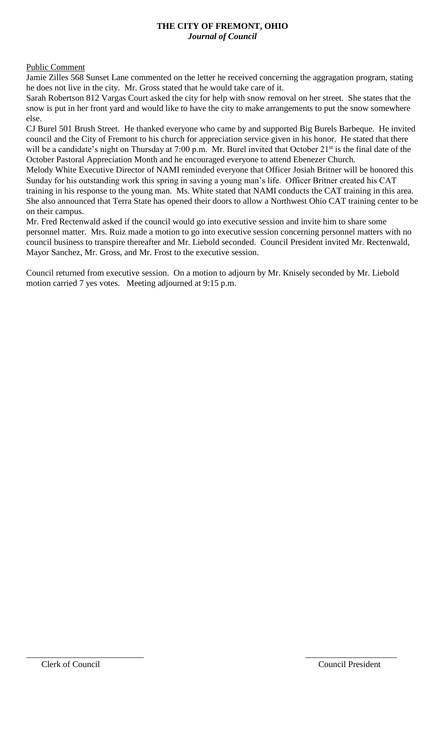**THE CITY OF FREMONT, OHIO**
***Journal of Council***

<u>Public Comment</u>

Jamie Zilles 568 Sunset Lane commented on the letter he received concerning the aggragation program, stating he does not live in the city. Mr. Gross stated that he would take care of it.

Sarah Robertson 812 Vargas Court asked the city for help with snow removal on her street. She states that the snow is put in her front yard and would like to have the city to make arrangements to put the snow somewhere else.

CJ Burel 501 Brush Street. He thanked everyone who came by and supported Big Burels Barbeque. He invited council and the City of Fremont to his church for appreciation service given in his honor. He stated that there will be a candidate's night on Thursday at 7:00 p.m. Mr. Burel invited that October 21st is the final date of the October Pastoral Appreciation Month and he encouraged everyone to attend Ebenezer Church.

Melody White Executive Director of NAMI reminded everyone that Officer Josiah Britner will be honored this Sunday for his outstanding work this spring in saving a young man's life. Officer Britner created his CAT training in his response to the young man. Ms. White stated that NAMI conducts the CAT training in this area. She also announced that Terra State has opened their doors to allow a Northwest Ohio CAT training center to be on their campus.

Mr. Fred Rectenwald asked if the council would go into executive session and invite him to share some personnel matter. Mrs. Ruiz made a motion to go into executive session concerning personnel matters with no council business to transpire thereafter and Mr. Liebold seconded. Council President invited Mr. Rectenwald, Mayor Sanchez, Mr. Gross, and Mr. Frost to the executive session.

Council returned from executive session. On a motion to adjourn by Mr. Knisely seconded by Mr. Liebold motion carried 7 yes votes. Meeting adjourned at 9:15 p.m.

\_\_\_\_\_\_\_\_\_\_\_\_\_\_\_\_\_\_\_\_\_\_\_\_\_\_\_\_ \_\_\_\_\_\_\_\_\_\_\_\_\_\_\_\_\_\_\_\_\_\_

Clerk of Council Council President